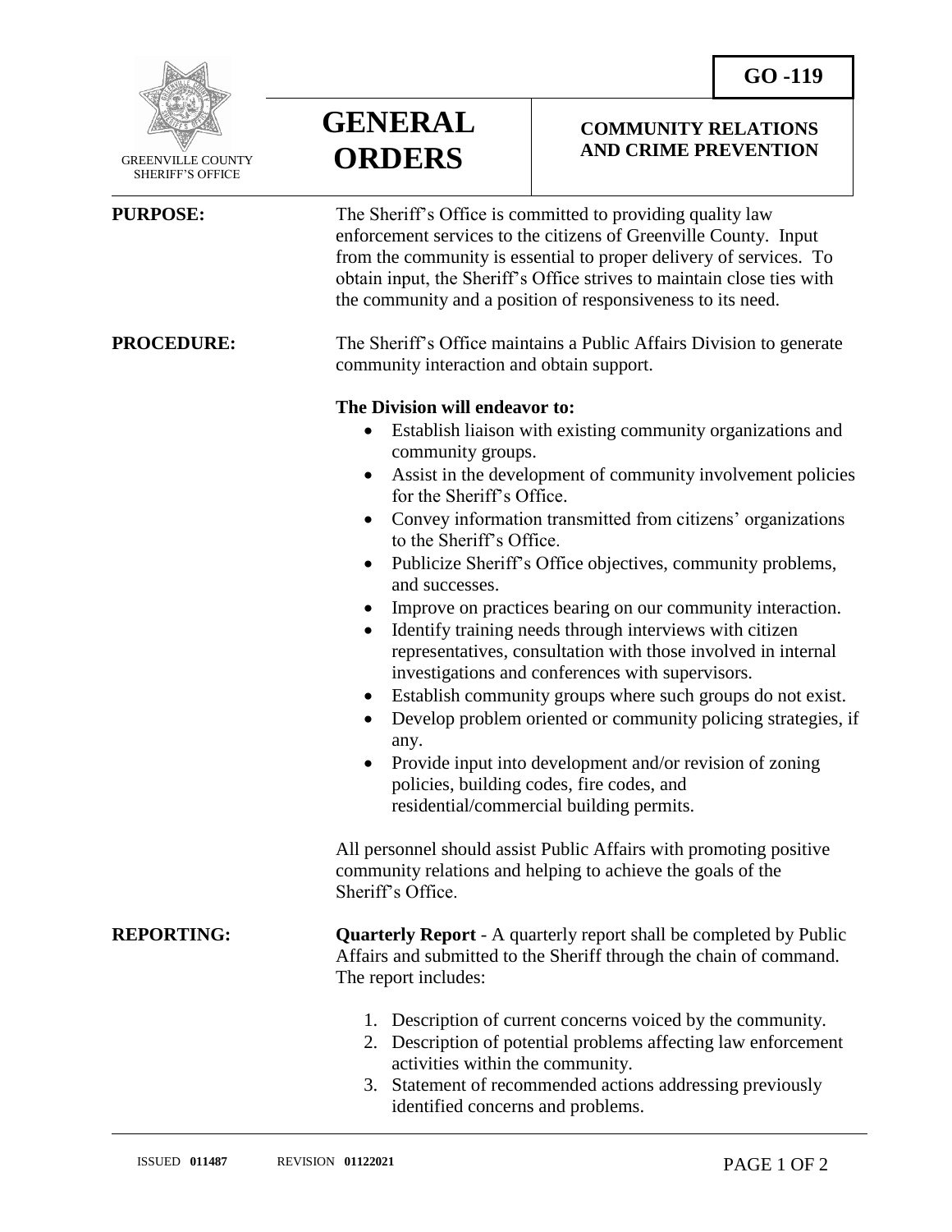GO -119

GREENVILLE COUNTY SHERIFF'S OFFICE

# GENERAL ORDERS

## COMMUNITY RELATIONS AND CRIME PREVENTION

**PURPOSE:**

The Sheriff's Office is committed to providing quality law enforcement services to the citizens of Greenville County. Input from the community is essential to proper delivery of services. To obtain input, the Sheriff's Office strives to maintain close ties with the community and a position of responsiveness to its need.

**PROCEDURE:**

The Sheriff's Office maintains a Public Affairs Division to generate community interaction and obtain support.

**The Division will endeavor to:**

- Establish liaison with existing community organizations and community groups.
- Assist in the development of community involvement policies for the Sheriff's Office.
- Convey information transmitted from citizens' organizations to the Sheriff's Office.
- Publicize Sheriff's Office objectives, community problems, and successes.
- Improve on practices bearing on our community interaction.
- Identify training needs through interviews with citizen representatives, consultation with those involved in internal investigations and conferences with supervisors.
- Establish community groups where such groups do not exist.
- Develop problem oriented or community policing strategies, if any.
- Provide input into development and/or revision of zoning policies, building codes, fire codes, and residential/commercial building permits.

All personnel should assist Public Affairs with promoting positive community relations and helping to achieve the goals of the Sheriff's Office.

**REPORTING:**

**Quarterly Report** - A quarterly report shall be completed by Public Affairs and submitted to the Sheriff through the chain of command. The report includes:

1. Description of current concerns voiced by the community.
2. Description of potential problems affecting law enforcement activities within the community.
3. Statement of recommended actions addressing previously identified concerns and problems.

ISSUED **011487** REVISION **01122021**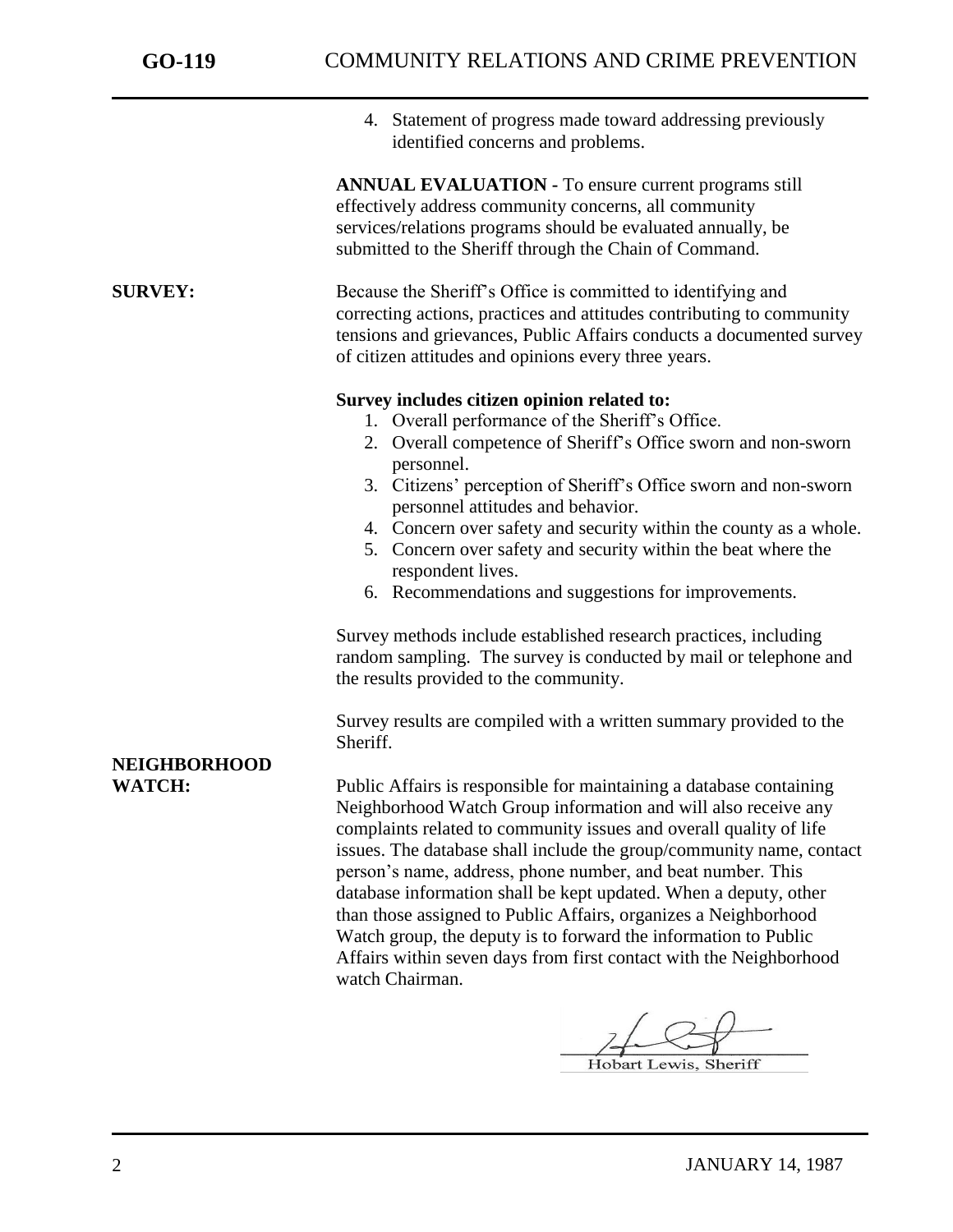4. Statement of progress made toward addressing previously identified concerns and problems.

**ANNUAL EVALUATION -** To ensure current programs still effectively address community concerns, all community services/relations programs should be evaluated annually, be submitted to the Sheriff through the Chain of Command.

**SURVEY:** Because the Sheriff's Office is committed to identifying and correcting actions, practices and attitudes contributing to community tensions and grievances, Public Affairs conducts a documented survey of citizen attitudes and opinions every three years.

**Survey includes citizen opinion related to:**

1. Overall performance of the Sheriff's Office.
2. Overall competence of Sheriff's Office sworn and non-sworn personnel.
3. Citizens' perception of Sheriff's Office sworn and non-sworn personnel attitudes and behavior.
4. Concern over safety and security within the county as a whole.
5. Concern over safety and security within the beat where the respondent lives.
6. Recommendations and suggestions for improvements.

Survey methods include established research practices, including random sampling. The survey is conducted by mail or telephone and the results provided to the community.

Survey results are compiled with a written summary provided to the Sheriff.

**NEIGHBORHOOD WATCH:** Public Affairs is responsible for maintaining a database containing Neighborhood Watch Group information and will also receive any complaints related to community issues and overall quality of life issues. The database shall include the group/community name, contact person's name, address, phone number, and beat number. This database information shall be kept updated. When a deputy, other than those assigned to Public Affairs, organizes a Neighborhood Watch group, the deputy is to forward the information to Public Affairs within seven days from first contact with the Neighborhood watch Chairman.

Hobart Lewis, Sheriff

JANUARY 14, 1987